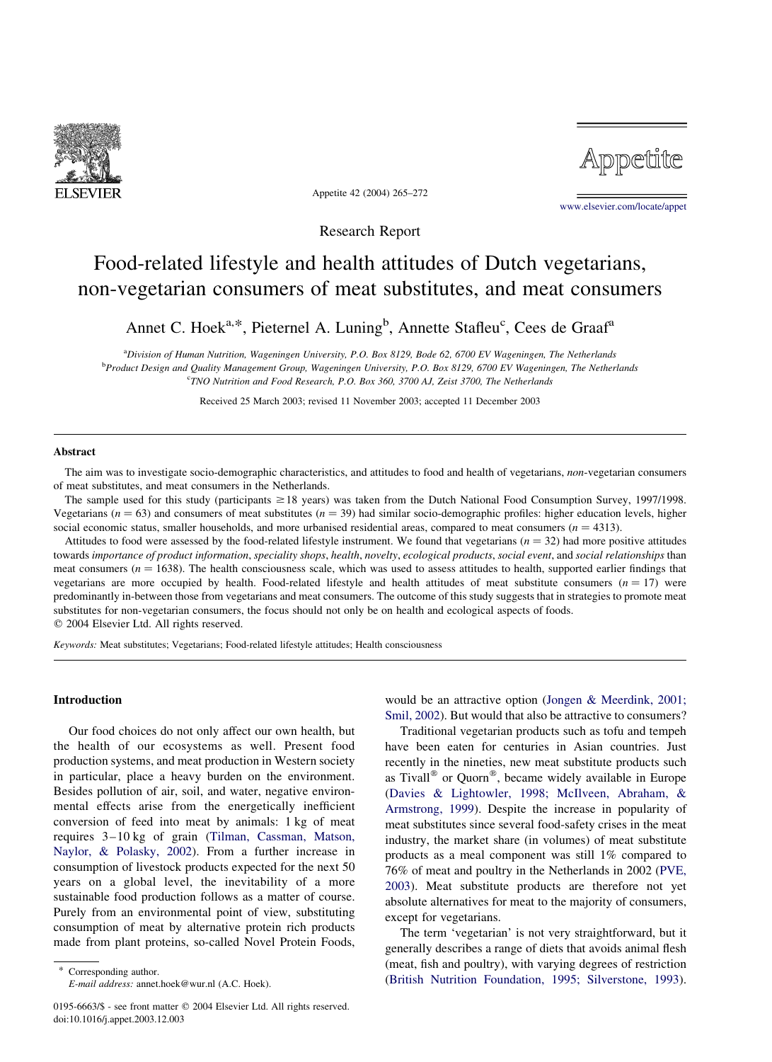Research Report

# Food-related lifestyle and health attitudes of Dutch vegetarians, non-vegetarian consumers of meat substitutes, and meat consumers

Annet C. Hoek[a,*], Pieternel A. Luning[b], Annette Stafleu[c], Cees de Graaf[a]

[a]Division of Human Nutrition, Wageningen University, P.O. Box 8129, Bode 62, 6700 EV Wageningen, The Netherlands
[b]Product Design and Quality Management Group, Wageningen University, P.O. Box 8129, 6700 EV Wageningen, The Netherlands
[c]TNO Nutrition and Food Research, P.O. Box 360, 3700 AJ, Zeist 3700, The Netherlands

Received 25 March 2003; revised 11 November 2003; accepted 11 December 2003

## Abstract

The aim was to investigate socio-demographic characteristics, and attitudes to food and health of vegetarians, *non*-vegetarian consumers of meat substitutes, and meat consumers in the Netherlands.

The sample used for this study (participants $\geq 18$ years) was taken from the Dutch National Food Consumption Survey, 1997/1998. Vegetarians ($n = 63$) and consumers of meat substitutes ($n = 39$) had similar socio-demographic profiles: higher education levels, higher social economic status, smaller households, and more urbanised residential areas, compared to meat consumers ($n = 4313$).

Attitudes to food were assessed by the food-related lifestyle instrument. We found that vegetarians ($n = 32$) had more positive attitudes towards *importance of product information*, *speciality shops*, *health*, *novelty*, *ecological products*, *social event*, and *social relationships* than meat consumers ($n = 1638$). The health consciousness scale, which was used to assess attitudes to health, supported earlier findings that vegetarians are more occupied by health. Food-related lifestyle and health attitudes of meat substitute consumers ($n = 17$) were predominantly in-between those from vegetarians and meat consumers. The outcome of this study suggests that in strategies to promote meat substitutes for non-vegetarian consumers, the focus should not only be on health and ecological aspects of foods.

© 2004 Elsevier Ltd. All rights reserved.

*Keywords:* Meat substitutes; Vegetarians; Food-related lifestyle attitudes; Health consciousness

## Introduction

Our food choices do not only affect our own health, but the health of our ecosystems as well. Present food production systems, and meat production in Western society in particular, place a heavy burden on the environment. Besides pollution of air, soil, and water, negative environmental effects arise from the energetically inefficient conversion of feed into meat by animals: 1 kg of meat requires 3–10 kg of grain (Tilman, Cassman, Matson, Naylor, & Polasky, 2002). From a further increase in consumption of livestock products expected for the next 50 years on a global level, the inevitability of a more sustainable food production follows as a matter of course. Purely from an environmental point of view, substituting consumption of meat by alternative protein rich products made from plant proteins, so-called Novel Protein Foods, would be an attractive option (Jongen & Meerdink, 2001; Smil, 2002). But would that also be attractive to consumers?

Traditional vegetarian products such as tofu and tempeh have been eaten for centuries in Asian countries. Just recently in the nineties, new meat substitute products such as Tivall® or Quorn®, became widely available in Europe (Davies & Lightowler, 1998; McIlveen, Abraham, & Armstrong, 1999). Despite the increase in popularity of meat substitutes since several food-safety crises in the meat industry, the market share (in volumes) of meat substitute products as a meal component was still 1% compared to 76% of meat and poultry in the Netherlands in 2002 (PVE, 2003). Meat substitute products are therefore not yet absolute alternatives for meat to the majority of consumers, except for vegetarians.

The term 'vegetarian' is not very straightforward, but it generally describes a range of diets that avoids animal flesh (meat, fish and poultry), with varying degrees of restriction (British Nutrition Foundation, 1995; Silverstone, 1993).

\* Corresponding author.
E-mail address: annet.hoek@wur.nl (A.C. Hoek).

0195-6663/$ - see front matter © 2004 Elsevier Ltd. All rights reserved.
doi:10.1016/j.appet.2003.12.003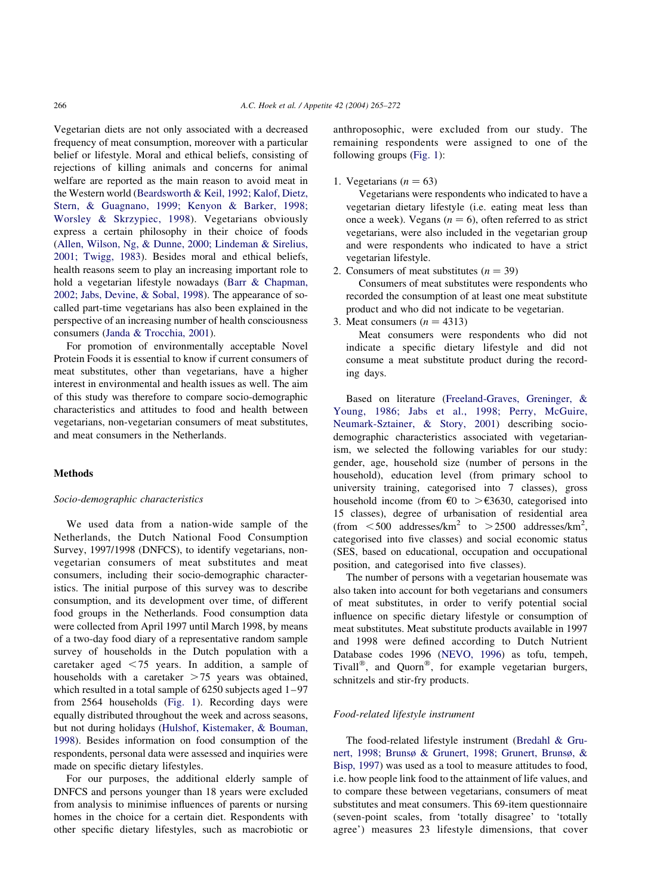Vegetarian diets are not only associated with a decreased frequency of meat consumption, moreover with a particular belief or lifestyle. Moral and ethical beliefs, consisting of rejections of killing animals and concerns for animal welfare are reported as the main reason to avoid meat in the Western world (Beardsworth & Keil, 1992; Kalof, Dietz, Stern, & Guagnano, 1999; Kenyon & Barker, 1998; Worsley & Skrzypiec, 1998). Vegetarians obviously express a certain philosophy in their choice of foods (Allen, Wilson, Ng, & Dunne, 2000; Lindeman & Sirelius, 2001; Twigg, 1983). Besides moral and ethical beliefs, health reasons seem to play an increasing important role to hold a vegetarian lifestyle nowadays (Barr & Chapman, 2002; Jabs, Devine, & Sobal, 1998). The appearance of so-called part-time vegetarians has also been explained in the perspective of an increasing number of health consciousness consumers (Janda & Trocchia, 2001).

For promotion of environmentally acceptable Novel Protein Foods it is essential to know if current consumers of meat substitutes, other than vegetarians, have a higher interest in environmental and health issues as well. The aim of this study was therefore to compare socio-demographic characteristics and attitudes to food and health between vegetarians, non-vegetarian consumers of meat substitutes, and meat consumers in the Netherlands.

## Methods

### *Socio-demographic characteristics*

We used data from a nation-wide sample of the Netherlands, the Dutch National Food Consumption Survey, 1997/1998 (DNFCS), to identify vegetarians, non-vegetarian consumers of meat substitutes and meat consumers, including their socio-demographic characteristics. The initial purpose of this survey was to describe consumption, and its development over time, of different food groups in the Netherlands. Food consumption data were collected from April 1997 until March 1998, by means of a two-day food diary of a representative random sample survey of households in the Dutch population with a caretaker aged $<75$ years. In addition, a sample of households with a caretaker $>75$ years was obtained, which resulted in a total sample of 6250 subjects aged 1–97 from 2564 households (Fig. 1). Recording days were equally distributed throughout the week and across seasons, but not during holidays (Hulshof, Kistemaker, & Bouman, 1998). Besides information on food consumption of the respondents, personal data were assessed and inquiries were made on specific dietary lifestyles.

For our purposes, the additional elderly sample of DNFCS and persons younger than 18 years were excluded from analysis to minimise influences of parents or nursing homes in the choice for a certain diet. Respondents with other specific dietary lifestyles, such as macrobiotic or anthroposophic, were excluded from our study. The remaining respondents were assigned to one of the following groups (Fig. 1):

1. Vegetarians ($n = 63$)

   Vegetarians were respondents who indicated to have a vegetarian dietary lifestyle (i.e. eating meat less than once a week). Vegans ($n = 6$), often referred to as strict vegetarians, were also included in the vegetarian group and were respondents who indicated to have a strict vegetarian lifestyle.
2. Consumers of meat substitutes ($n = 39$)

   Consumers of meat substitutes were respondents who recorded the consumption of at least one meat substitute product and who did not indicate to be vegetarian.
3. Meat consumers ($n = 4313$)

   Meat consumers were respondents who did not indicate a specific dietary lifestyle and did not consume a meat substitute product during the recording days.

Based on literature (Freeland-Graves, Greninger, & Young, 1986; Jabs et al., 1998; Perry, McGuire, Neumark-Sztainer, & Story, 2001) describing socio-demographic characteristics associated with vegetarianism, we selected the following variables for our study: gender, age, household size (number of persons in the household), education level (from primary school to university training, categorised into 7 classes), gross household income (from €0 to $>$€3630, categorised into 15 classes), degree of urbanisation of residential area (from $<500$ addresses/km$^2$ to $>2500$ addresses/km$^2$, categorised into five classes) and social economic status (SES, based on educational, occupation and occupational position, and categorised into five classes).

The number of persons with a vegetarian housemate was also taken into account for both vegetarians and consumers of meat substitutes, in order to verify potential social influence on specific dietary lifestyle or consumption of meat substitutes. Meat substitute products available in 1997 and 1998 were defined according to Dutch Nutrient Database codes 1996 (NEVO, 1996) as tofu, tempeh, Tivall®, and Quorn®, for example vegetarian burgers, schnitzels and stir-fry products.

### *Food-related lifestyle instrument*

The food-related lifestyle instrument (Bredahl & Grunert, 1998; Brunsø & Grunert, 1998; Grunert, Brunsø, & Bisp, 1997) was used as a tool to measure attitudes to food, i.e. how people link food to the attainment of life values, and to compare these between vegetarians, consumers of meat substitutes and meat consumers. This 69-item questionnaire (seven-point scales, from 'totally disagree' to 'totally agree') measures 23 lifestyle dimensions, that cover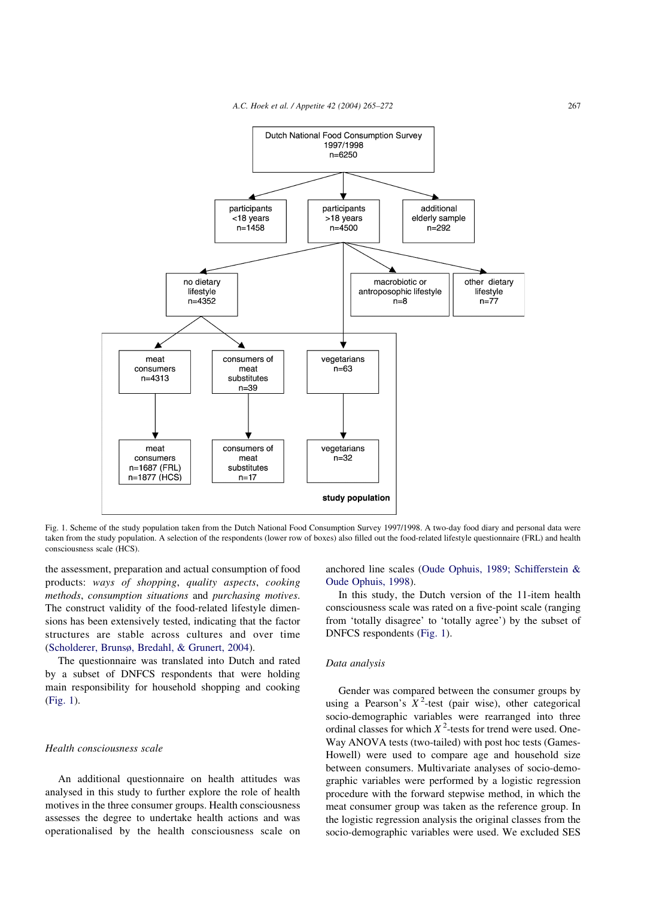Fig. 1. Scheme of the study population taken from the Dutch National Food Consumption Survey 1997/1998. A two-day food diary and personal data were taken from the study population. A selection of the respondents (lower row of boxes) also filled out the food-related lifestyle questionnaire (FRL) and health consciousness scale (HCS).

the assessment, preparation and actual consumption of food products: *ways of shopping*, *quality aspects*, *cooking methods*, *consumption situations* and *purchasing motives*. The construct validity of the food-related lifestyle dimensions has been extensively tested, indicating that the factor structures are stable across cultures and over time (Scholderer, Brunsø, Bredahl, & Grunert, 2004).

The questionnaire was translated into Dutch and rated by a subset of DNFCS respondents that were holding main responsibility for household shopping and cooking (Fig. 1).

### Health consciousness scale

An additional questionnaire on health attitudes was analysed in this study to further explore the role of health motives in the three consumer groups. Health consciousness assesses the degree to undertake health actions and was operationalised by the health consciousness scale on anchored line scales (Oude Ophuis, 1989; Schifferstein & Oude Ophuis, 1998).

In this study, the Dutch version of the 11-item health consciousness scale was rated on a five-point scale (ranging from 'totally disagree' to 'totally agree') by the subset of DNFCS respondents (Fig. 1).

### Data analysis

Gender was compared between the consumer groups by using a Pearson's $X^2$-test (pair wise), other categorical socio-demographic variables were rearranged into three ordinal classes for which $X^2$-tests for trend were used. One-Way ANOVA tests (two-tailed) with post hoc tests (Games-Howell) were used to compare age and household size between consumers. Multivariate analyses of socio-demographic variables were performed by a logistic regression procedure with the forward stepwise method, in which the meat consumer group was taken as the reference group. In the logistic regression analysis the original classes from the socio-demographic variables were used. We excluded SES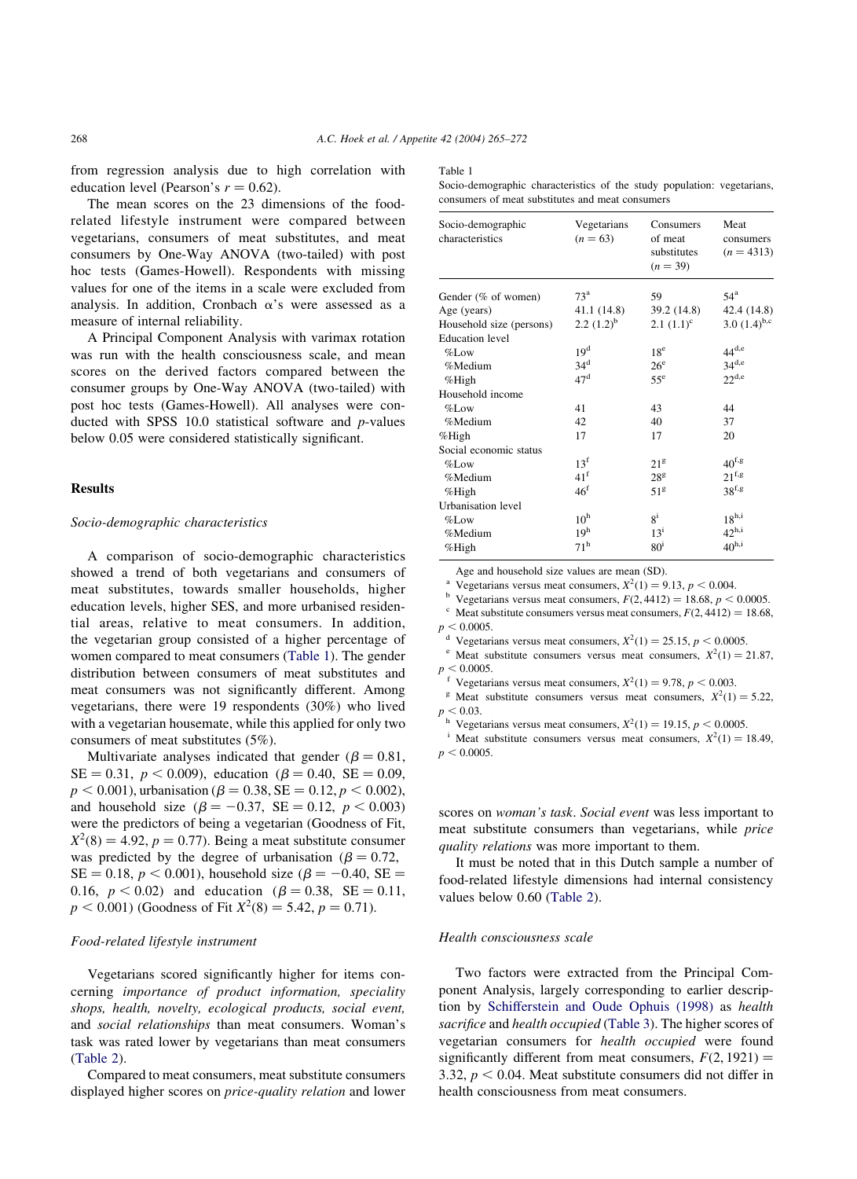from regression analysis due to high correlation with education level (Pearson's $r = 0.62$).

The mean scores on the 23 dimensions of the food-related lifestyle instrument were compared between vegetarians, consumers of meat substitutes, and meat consumers by One-Way ANOVA (two-tailed) with post hoc tests (Games-Howell). Respondents with missing values for one of the items in a scale were excluded from analysis. In addition, Cronbach $\alpha$'s were assessed as a measure of internal reliability.

A Principal Component Analysis with varimax rotation was run with the health consciousness scale, and mean scores on the derived factors compared between the consumer groups by One-Way ANOVA (two-tailed) with post hoc tests (Games-Howell). All analyses were conducted with SPSS 10.0 statistical software and $p$-values below 0.05 were considered statistically significant.

## Results

### Socio-demographic characteristics

A comparison of socio-demographic characteristics showed a trend of both vegetarians and consumers of meat substitutes, towards smaller households, higher education levels, higher SES, and more urbanised residential areas, relative to meat consumers. In addition, the vegetarian group consisted of a higher percentage of women compared to meat consumers (Table 1). The gender distribution between consumers of meat substitutes and meat consumers was not significantly different. Among vegetarians, there were 19 respondents (30%) who lived with a vegetarian housemate, while this applied for only two consumers of meat substitutes (5%).

Multivariate analyses indicated that gender ($\beta = 0.81$, $SE = 0.31$, $p < 0.009$), education ($\beta = 0.40$, $SE = 0.09$, $p < 0.001$), urbanisation ($\beta = 0.38$, $SE = 0.12$, $p < 0.002$), and household size ($\beta = -0.37$, $SE = 0.12$, $p < 0.003$) were the predictors of being a vegetarian (Goodness of Fit, $X^2(8) = 4.92$, $p = 0.77$). Being a meat substitute consumer was predicted by the degree of urbanisation ($\beta = 0.72$, $SE = 0.18$, $p < 0.001$), household size ($\beta = -0.40$, $SE = 0.16$, $p < 0.02$) and education ($\beta = 0.38$, $SE = 0.11$, $p < 0.001$) (Goodness of Fit $X^2(8) = 5.42$, $p = 0.71$).

### Food-related lifestyle instrument

Vegetarians scored significantly higher for items concerning *importance of product information, speciality shops, health, novelty, ecological products, social event,* and *social relationships* than meat consumers. Woman's task was rated lower by vegetarians than meat consumers (Table 2).

Compared to meat consumers, meat substitute consumers displayed higher scores on *price-quality relation* and lower scores on *woman's task*. *Social event* was less important to meat substitute consumers than vegetarians, while *price quality relations* was more important to them.

It must be noted that in this Dutch sample a number of food-related lifestyle dimensions had internal consistency values below 0.60 (Table 2).

### Health consciousness scale

Two factors were extracted from the Principal Component Analysis, largely corresponding to earlier description by Schifferstein and Oude Ophuis (1998) as *health sacrifice* and *health occupied* (Table 3). The higher scores of vegetarian consumers for *health occupied* were found significantly different from meat consumers, $F(2, 1921) = 3.32$, $p < 0.04$. Meat substitute consumers did not differ in health consciousness from meat consumers.

Table 1
Socio-demographic characteristics of the study population: vegetarians, consumers of meat substitutes and meat consumers

| Socio-demographic characteristics | Vegetarians ($n = 63$) | Consumers of meat substitutes ($n = 39$) | Meat consumers ($n = 4313$) |
|---|---|---|---|
| Gender (% of women) | 73[a] | 59 | 54[a] |
| Age (years) | 41.1 (14.8) | 39.2 (14.8) | 42.4 (14.8) |
| Household size (persons) | 2.2 (1.2)[b] | 2.1 (1.1)[c] | 3.0 (1.4)[b,c] |
| Education level | | | |
| %Low | 19[d] | 18[e] | 44[d,e] |
| %Medium | 34[d] | 26[e] | 34[d,e] |
| %High | 47[d] | 55[e] | 22[d,e] |
| Household income | | | |
| %Low | 41 | 43 | 44 |
| %Medium | 42 | 40 | 37 |
| %High | 17 | 17 | 20 |
| Social economic status | | | |
| %Low | 13[f] | 21[g] | 40[f,g] |
| %Medium | 41[f] | 28[g] | 21[f,g] |
| %High | 46[f] | 51[g] | 38[f,g] |
| Urbanisation level | | | |
| %Low | 10[h] | 8[i] | 18[h,i] |
| %Medium | 19[h] | 13[i] | 42[h,i] |
| %High | 71[h] | 80[i] | 40[h,i] |

Age and household size values are mean (SD).

[a] Vegetarians versus meat consumers, $X^2(1) = 9.13$, $p < 0.004$.

[b] Vegetarians versus meat consumers, $F(2, 4412) = 18.68$, $p < 0.0005$.

[c] Meat substitute consumers versus meat consumers, $F(2, 4412) = 18.68$, $p < 0.0005$.

[d] Vegetarians versus meat consumers, $X^2(1) = 25.15$, $p < 0.0005$.

[e] Meat substitute consumers versus meat consumers, $X^2(1) = 21.87$, $p < 0.0005$.

[f] Vegetarians versus meat consumers, $X^2(1) = 9.78$, $p < 0.003$.

[g] Meat substitute consumers versus meat consumers, $X^2(1) = 5.22$, $p < 0.03$.

[h] Vegetarians versus meat consumers, $X^2(1) = 19.15$, $p < 0.0005$.

[i] Meat substitute consumers versus meat consumers, $X^2(1) = 18.49$, $p < 0.0005$.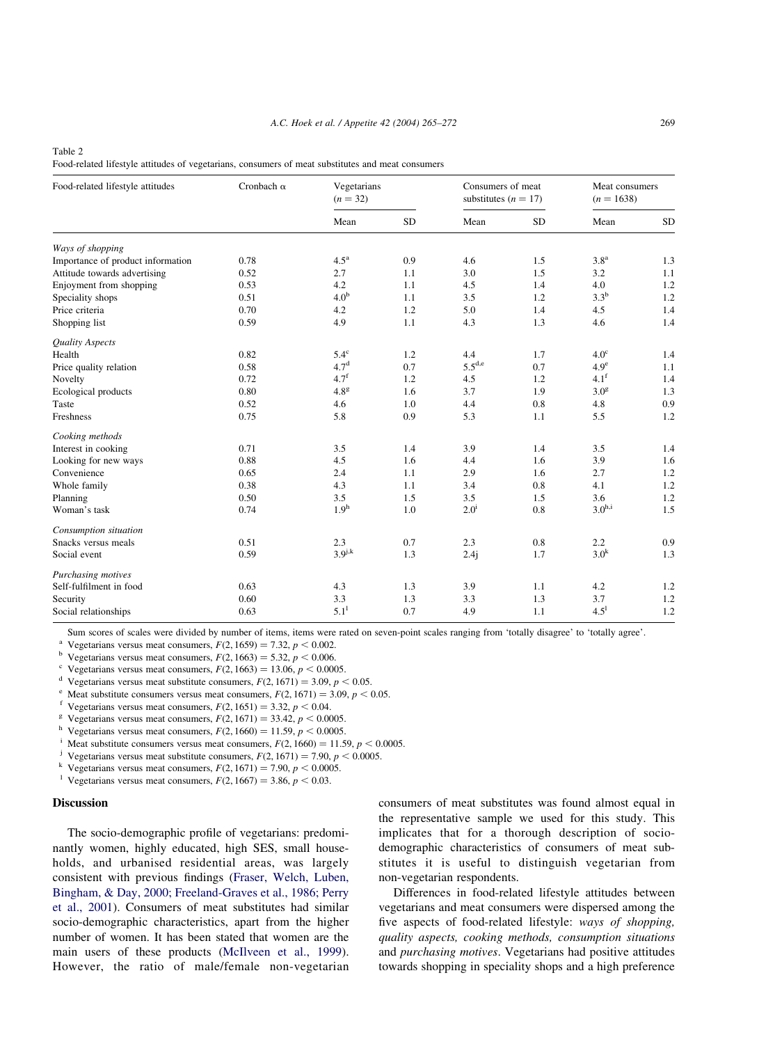Table 2
Food-related lifestyle attitudes of vegetarians, consumers of meat substitutes and meat consumers

| Food-related lifestyle attitudes | Cronbach α | Vegetarians ($n = 32$) | | Consumers of meat substitutes ($n = 17$) | | Meat consumers ($n = 1638$) | |
|---|---|---|---|---|---|---|---|
| | | Mean | SD | Mean | SD | Mean | SD |
| *Ways of shopping* | | | | | | | |
| Importance of product information | 0.78 | 4.5[a] | 0.9 | 4.6 | 1.5 | 3.8[a] | 1.3 |
| Attitude towards advertising | 0.52 | 2.7 | 1.1 | 3.0 | 1.5 | 3.2 | 1.1 |
| Enjoyment from shopping | 0.53 | 4.2 | 1.1 | 4.5 | 1.4 | 4.0 | 1.2 |
| Speciality shops | 0.51 | 4.0[b] | 1.1 | 3.5 | 1.2 | 3.3[b] | 1.2 |
| Price criteria | 0.70 | 4.2 | 1.2 | 5.0 | 1.4 | 4.5 | 1.4 |
| Shopping list | 0.59 | 4.9 | 1.1 | 4.3 | 1.3 | 4.6 | 1.4 |
| *Quality Aspects* | | | | | | | |
| Health | 0.82 | 5.4[c] | 1.2 | 4.4 | 1.7 | 4.0[c] | 1.4 |
| Price quality relation | 0.58 | 4.7[d] | 0.7 | 5.5[d,e] | 0.7 | 4.9[e] | 1.1 |
| Novelty | 0.72 | 4.7[f] | 1.2 | 4.5 | 1.2 | 4.1[f] | 1.4 |
| Ecological products | 0.80 | 4.8[g] | 1.6 | 3.7 | 1.9 | 3.0[g] | 1.3 |
| Taste | 0.52 | 4.6 | 1.0 | 4.4 | 0.8 | 4.8 | 0.9 |
| Freshness | 0.75 | 5.8 | 0.9 | 5.3 | 1.1 | 5.5 | 1.2 |
| *Cooking methods* | | | | | | | |
| Interest in cooking | 0.71 | 3.5 | 1.4 | 3.9 | 1.4 | 3.5 | 1.4 |
| Looking for new ways | 0.88 | 4.5 | 1.6 | 4.4 | 1.6 | 3.9 | 1.6 |
| Convenience | 0.65 | 2.4 | 1.1 | 2.9 | 1.6 | 2.7 | 1.2 |
| Whole family | 0.38 | 4.3 | 1.1 | 3.4 | 0.8 | 4.1 | 1.2 |
| Planning | 0.50 | 3.5 | 1.5 | 3.5 | 1.5 | 3.6 | 1.2 |
| Woman's task | 0.74 | 1.9[h] | 1.0 | 2.0[i] | 0.8 | 3.0[h,i] | 1.5 |
| *Consumption situation* | | | | | | | |
| Snacks versus meals | 0.51 | 2.3 | 0.7 | 2.3 | 0.8 | 2.2 | 0.9 |
| Social event | 0.59 | 3.9[j,k] | 1.3 | 2.4j | 1.7 | 3.0[k] | 1.3 |
| *Purchasing motives* | | | | | | | |
| Self-fulfilment in food | 0.63 | 4.3 | 1.3 | 3.9 | 1.1 | 4.2 | 1.2 |
| Security | 0.60 | 3.3 | 1.3 | 3.3 | 1.3 | 3.7 | 1.2 |
| Social relationships | 0.63 | 5.1[l] | 0.7 | 4.9 | 1.1 | 4.5[l] | 1.2 |

Sum scores of scales were divided by number of items, items were rated on seven-point scales ranging from 'totally disagree' to 'totally agree'.
[a] Vegetarians versus meat consumers, $F(2, 1659) = 7.32$, $p < 0.002$.
[b] Vegetarians versus meat consumers, $F(2, 1663) = 5.32$, $p < 0.006$.
[c] Vegetarians versus meat consumers, $F(2, 1663) = 13.06$, $p < 0.0005$.
[d] Vegetarians versus meat substitute consumers, $F(2, 1671) = 3.09$, $p < 0.05$.
[e] Meat substitute consumers versus meat consumers, $F(2, 1671) = 3.09$, $p < 0.05$.
[f] Vegetarians versus meat consumers, $F(2, 1651) = 3.32$, $p < 0.04$.
[g] Vegetarians versus meat consumers, $F(2, 1671) = 33.42$, $p < 0.0005$.
[h] Vegetarians versus meat consumers, $F(2, 1660) = 11.59$, $p < 0.0005$.
[i] Meat substitute consumers versus meat consumers, $F(2, 1660) = 11.59$, $p < 0.0005$.
[j] Vegetarians versus meat substitute consumers, $F(2, 1671) = 7.90$, $p < 0.0005$.
[k] Vegetarians versus meat consumers, $F(2, 1671) = 7.90$, $p < 0.0005$.
[l] Vegetarians versus meat consumers, $F(2, 1667) = 3.86$, $p < 0.03$.

## Discussion

The socio-demographic profile of vegetarians: predominantly women, highly educated, high SES, small households, and urbanised residential areas, was largely consistent with previous findings (Fraser, Welch, Luben, Bingham, & Day, 2000; Freeland-Graves et al., 1986; Perry et al., 2001). Consumers of meat substitutes had similar socio-demographic characteristics, apart from the higher number of women. It has been stated that women are the main users of these products (McIlveen et al., 1999). However, the ratio of male/female non-vegetarian consumers of meat substitutes was found almost equal in the representative sample we used for this study. This implicates that for a thorough description of socio-demographic characteristics of consumers of meat substitutes it is useful to distinguish vegetarian from non-vegetarian respondents.

Differences in food-related lifestyle attitudes between vegetarians and meat consumers were dispersed among the five aspects of food-related lifestyle: *ways of shopping, quality aspects, cooking methods, consumption situations* and *purchasing motives*. Vegetarians had positive attitudes towards shopping in speciality shops and a high preference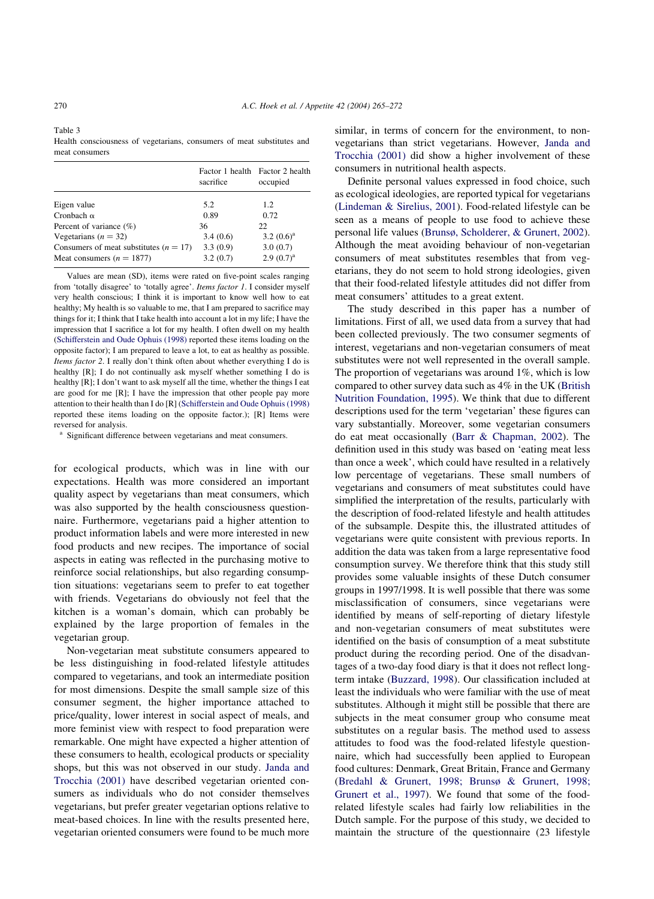Table 3
Health consciousness of vegetarians, consumers of meat substitutes and meat consumers

| | Factor 1 health sacrifice | Factor 2 health occupied |
|---|---|---|
| Eigen value | 5.2 | 1.2 |
| Cronbach α | 0.89 | 0.72 |
| Percent of variance (%) | 36 | 22 |
| Vegetarians ($n = 32$) | 3.4 (0.6) | 3.2 (0.6)[a] |
| Consumers of meat substitutes ($n = 17$) | 3.3 (0.9) | 3.0 (0.7) |
| Meat consumers ($n = 1877$) | 3.2 (0.7) | 2.9 (0.7)[a] |

Values are mean (SD), items were rated on five-point scales ranging from 'totally disagree' to 'totally agree'. *Items factor 1*. I consider myself very health conscious; I think it is important to know well how to eat healthy; My health is so valuable to me, that I am prepared to sacrifice many things for it; I think that I take health into account a lot in my life; I have the impression that I sacrifice a lot for my health. I often dwell on my health (Schifferstein and Oude Ophuis (1998) reported these items loading on the opposite factor); I am prepared to leave a lot, to eat as healthy as possible. *Items factor 2*. I really don't think often about whether everything I do is healthy [R]; I do not continually ask myself whether something I do is healthy [R]; I don't want to ask myself all the time, whether the things I eat are good for me [R]; I have the impression that other people pay more attention to their health than I do [R] (Schifferstein and Oude Ophuis (1998) reported these items loading on the opposite factor.); [R] Items were reversed for analysis.

[a] Significant difference between vegetarians and meat consumers.

for ecological products, which was in line with our expectations. Health was more considered an important quality aspect by vegetarians than meat consumers, which was also supported by the health consciousness questionnaire. Furthermore, vegetarians paid a higher attention to product information labels and were more interested in new food products and new recipes. The importance of social aspects in eating was reflected in the purchasing motive to reinforce social relationships, but also regarding consumption situations: vegetarians seem to prefer to eat together with friends. Vegetarians do obviously not feel that the kitchen is a woman's domain, which can probably be explained by the large proportion of females in the vegetarian group.

Non-vegetarian meat substitute consumers appeared to be less distinguishing in food-related lifestyle attitudes compared to vegetarians, and took an intermediate position for most dimensions. Despite the small sample size of this consumer segment, the higher importance attached to price/quality, lower interest in social aspect of meals, and more feminist view with respect to food preparation were remarkable. One might have expected a higher attention of these consumers to health, ecological products or speciality shops, but this was not observed in our study. Janda and Trocchia (2001) have described vegetarian oriented consumers as individuals who do not consider themselves vegetarians, but prefer greater vegetarian options relative to meat-based choices. In line with the results presented here, vegetarian oriented consumers were found to be much more similar, in terms of concern for the environment, to non-vegetarians than strict vegetarians. However, Janda and Trocchia (2001) did show a higher involvement of these consumers in nutritional health aspects.

Definite personal values expressed in food choice, such as ecological ideologies, are reported typical for vegetarians (Lindeman & Sirelius, 2001). Food-related lifestyle can be seen as a means of people to use food to achieve these personal life values (Brunsø, Scholderer, & Grunert, 2002). Although the meat avoiding behaviour of non-vegetarian consumers of meat substitutes resembles that from vegetarians, they do not seem to hold strong ideologies, given that their food-related lifestyle attitudes did not differ from meat consumers' attitudes to a great extent.

The study described in this paper has a number of limitations. First of all, we used data from a survey that had been collected previously. The two consumer segments of interest, vegetarians and non-vegetarian consumers of meat substitutes were not well represented in the overall sample. The proportion of vegetarians was around 1%, which is low compared to other survey data such as 4% in the UK (British Nutrition Foundation, 1995). We think that due to different descriptions used for the term 'vegetarian' these figures can vary substantially. Moreover, some vegetarian consumers do eat meat occasionally (Barr & Chapman, 2002). The definition used in this study was based on 'eating meat less than once a week', which could have resulted in a relatively low percentage of vegetarians. These small numbers of vegetarians and consumers of meat substitutes could have simplified the interpretation of the results, particularly with the description of food-related lifestyle and health attitudes of the subsample. Despite this, the illustrated attitudes of vegetarians were quite consistent with previous reports. In addition the data was taken from a large representative food consumption survey. We therefore think that this study still provides some valuable insights of these Dutch consumer groups in 1997/1998. It is well possible that there was some misclassification of consumers, since vegetarians were identified by means of self-reporting of dietary lifestyle and non-vegetarian consumers of meat substitutes were identified on the basis of consumption of a meat substitute product during the recording period. One of the disadvantages of a two-day food diary is that it does not reflect long-term intake (Buzzard, 1998). Our classification included at least the individuals who were familiar with the use of meat substitutes. Although it might still be possible that there are subjects in the meat consumer group who consume meat substitutes on a regular basis. The method used to assess attitudes to food was the food-related lifestyle questionnaire, which had successfully been applied to European food cultures: Denmark, Great Britain, France and Germany (Bredahl & Grunert, 1998; Brunsø & Grunert, 1998; Grunert et al., 1997). We found that some of the food-related lifestyle scales had fairly low reliabilities in the Dutch sample. For the purpose of this study, we decided to maintain the structure of the questionnaire (23 lifestyle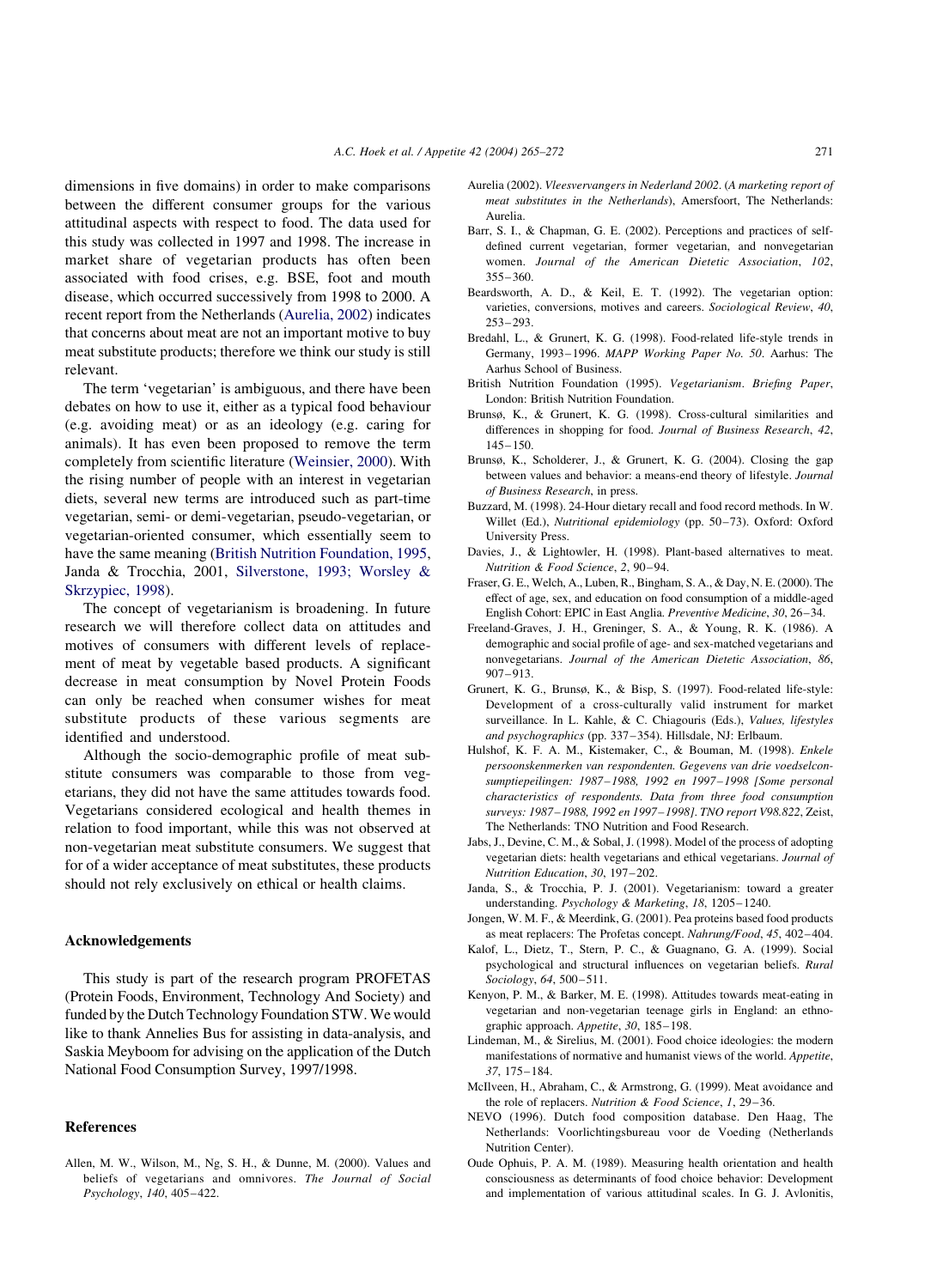dimensions in five domains) in order to make comparisons between the different consumer groups for the various attitudinal aspects with respect to food. The data used for this study was collected in 1997 and 1998. The increase in market share of vegetarian products has often been associated with food crises, e.g. BSE, foot and mouth disease, which occurred successively from 1998 to 2000. A recent report from the Netherlands (Aurelia, 2002) indicates that concerns about meat are not an important motive to buy meat substitute products; therefore we think our study is still relevant.

The term 'vegetarian' is ambiguous, and there have been debates on how to use it, either as a typical food behaviour (e.g. avoiding meat) or as an ideology (e.g. caring for animals). It has even been proposed to remove the term completely from scientific literature (Weinsier, 2000). With the rising number of people with an interest in vegetarian diets, several new terms are introduced such as part-time vegetarian, semi- or demi-vegetarian, pseudo-vegetarian, or vegetarian-oriented consumer, which essentially seem to have the same meaning (British Nutrition Foundation, 1995, Janda & Trocchia, 2001, Silverstone, 1993; Worsley & Skrzypiec, 1998).

The concept of vegetarianism is broadening. In future research we will therefore collect data on attitudes and motives of consumers with different levels of replacement of meat by vegetable based products. A significant decrease in meat consumption by Novel Protein Foods can only be reached when consumer wishes for meat substitute products of these various segments are identified and understood.

Although the socio-demographic profile of meat substitute consumers was comparable to those from vegetarians, they did not have the same attitudes towards food. Vegetarians considered ecological and health themes in relation to food important, while this was not observed at non-vegetarian meat substitute consumers. We suggest that for of a wider acceptance of meat substitutes, these products should not rely exclusively on ethical or health claims.

## Acknowledgements

This study is part of the research program PROFETAS (Protein Foods, Environment, Technology And Society) and funded by the Dutch Technology Foundation STW. We would like to thank Annelies Bus for assisting in data-analysis, and Saskia Meyboom for advising on the application of the Dutch National Food Consumption Survey, 1997/1998.

## References

Allen, M. W., Wilson, M., Ng, S. H., & Dunne, M. (2000). Values and beliefs of vegetarians and omnivores. *The Journal of Social Psychology*, *140*, 405–422.

Aurelia (2002). *Vleesvervangers in Nederland 2002*. (*A marketing report of meat substitutes in the Netherlands*), Amersfoort, The Netherlands: Aurelia.

Barr, S. I., & Chapman, G. E. (2002). Perceptions and practices of self-defined current vegetarian, former vegetarian, and nonvegetarian women. *Journal of the American Dietetic Association*, *102*, 355–360.

Beardsworth, A. D., & Keil, E. T. (1992). The vegetarian option: varieties, conversions, motives and careers. *Sociological Review*, *40*, 253–293.

Bredahl, L., & Grunert, K. G. (1998). Food-related life-style trends in Germany, 1993–1996. *MAPP Working Paper No. 50*. Aarhus: The Aarhus School of Business.

British Nutrition Foundation (1995). *Vegetarianism. Briefing Paper*, London: British Nutrition Foundation.

Brunsø, K., & Grunert, K. G. (1998). Cross-cultural similarities and differences in shopping for food. *Journal of Business Research*, *42*, 145–150.

Brunsø, K., Scholderer, J., & Grunert, K. G. (2004). Closing the gap between values and behavior: a means-end theory of lifestyle. *Journal of Business Research*, in press.

Buzzard, M. (1998). 24-Hour dietary recall and food record methods. In W. Willet (Ed.), *Nutritional epidemiology* (pp. 50–73). Oxford: Oxford University Press.

Davies, J., & Lightowler, H. (1998). Plant-based alternatives to meat. *Nutrition & Food Science*, *2*, 90–94.

Fraser, G. E., Welch, A., Luben, R., Bingham, S. A., & Day, N. E. (2000). The effect of age, sex, and education on food consumption of a middle-aged English Cohort: EPIC in East Anglia. *Preventive Medicine*, *30*, 26–34.

Freeland-Graves, J. H., Greninger, S. A., & Young, R. K. (1986). A demographic and social profile of age- and sex-matched vegetarians and nonvegetarians. *Journal of the American Dietetic Association*, *86*, 907–913.

Grunert, K. G., Brunsø, K., & Bisp, S. (1997). Food-related life-style: Development of a cross-culturally valid instrument for market surveillance. In L. Kahle, & C. Chiagouris (Eds.), *Values, lifestyles and psychographics* (pp. 337–354). Hillsdale, NJ: Erlbaum.

Hulshof, K. F. A. M., Kistemaker, C., & Bouman, M. (1998). *Enkele persoonskenmerken van respondenten. Gegevens van drie voedselconsumptiepeilingen: 1987–1988, 1992 en 1997–1998 [Some personal characteristics of respondents. Data from three food consumption surveys: 1987–1988, 1992 en 1997–1998]. TNO report V98.822*, Zeist, The Netherlands: TNO Nutrition and Food Research.

Jabs, J., Devine, C. M., & Sobal, J. (1998). Model of the process of adopting vegetarian diets: health vegetarians and ethical vegetarians. *Journal of Nutrition Education*, *30*, 197–202.

Janda, S., & Trocchia, P. J. (2001). Vegetarianism: toward a greater understanding. *Psychology & Marketing*, *18*, 1205–1240.

Jongen, W. M. F., & Meerdink, G. (2001). Pea proteins based food products as meat replacers: The Profetas concept. *Nahrung/Food*, *45*, 402–404.

Kalof, L., Dietz, T., Stern, P. C., & Guagnano, G. A. (1999). Social psychological and structural influences on vegetarian beliefs. *Rural Sociology*, *64*, 500–511.

Kenyon, P. M., & Barker, M. E. (1998). Attitudes towards meat-eating in vegetarian and non-vegetarian teenage girls in England: an ethnographic approach. *Appetite*, *30*, 185–198.

Lindeman, M., & Sirelius, M. (2001). Food choice ideologies: the modern manifestations of normative and humanist views of the world. *Appetite*, *37*, 175–184.

McIlveen, H., Abraham, C., & Armstrong, G. (1999). Meat avoidance and the role of replacers. *Nutrition & Food Science*, *1*, 29–36.

NEVO (1996). Dutch food composition database. Den Haag, The Netherlands: Voorlichtingsbureau voor de Voeding (Netherlands Nutrition Center).

Oude Ophuis, P. A. M. (1989). Measuring health orientation and health consciousness as determinants of food choice behavior: Development and implementation of various attitudinal scales. In G. J. Avlonitis,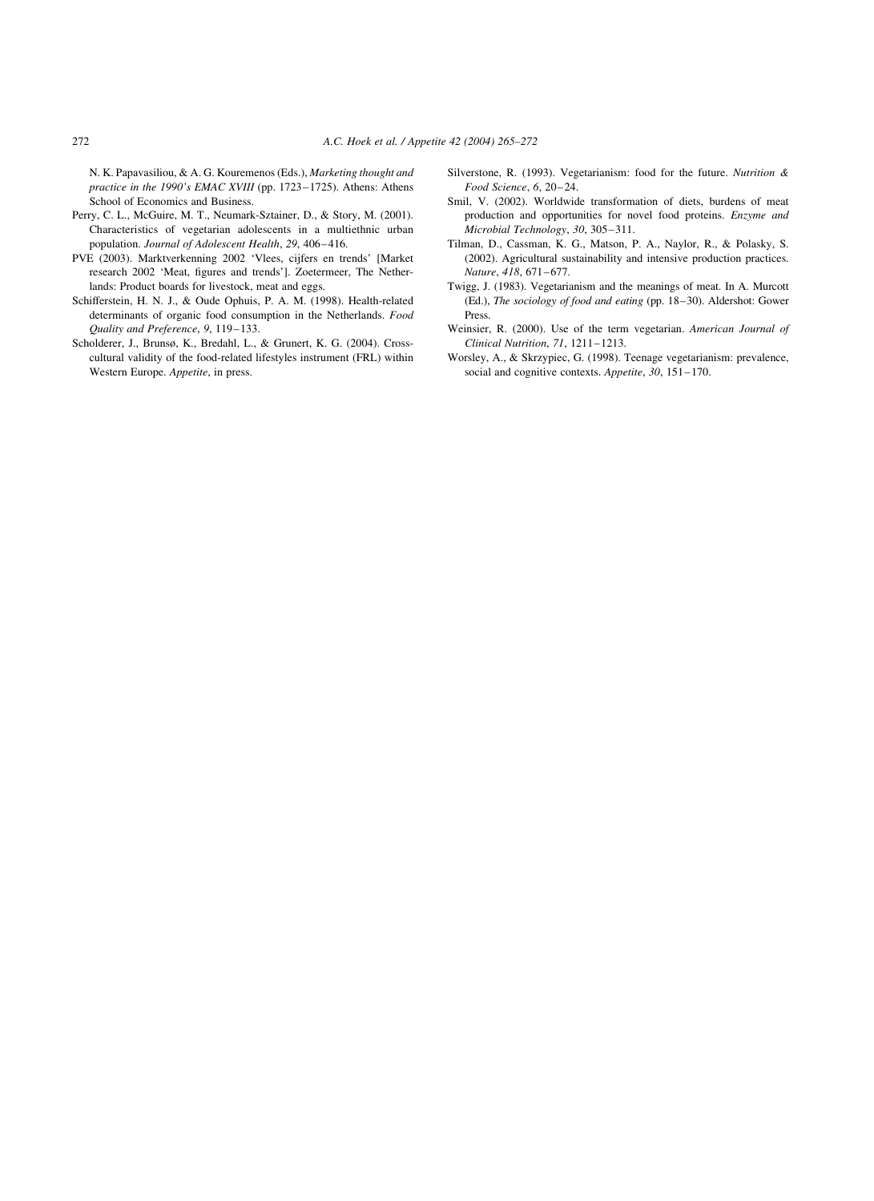N. K. Papavasiliou, & A. G. Kouremenos (Eds.), *Marketing thought and practice in the 1990's EMAC XVIII* (pp. 1723–1725). Athens: Athens School of Economics and Business.

Perry, C. L., McGuire, M. T., Neumark-Sztainer, D., & Story, M. (2001). Characteristics of vegetarian adolescents in a multiethnic urban population. *Journal of Adolescent Health*, *29*, 406–416.

PVE (2003). Marktverkenning 2002 'Vlees, cijfers en trends' [Market research 2002 'Meat, figures and trends']. Zoetermeer, The Netherlands: Product boards for livestock, meat and eggs.

Schifferstein, H. N. J., & Oude Ophuis, P. A. M. (1998). Health-related determinants of organic food consumption in the Netherlands. *Food Quality and Preference*, *9*, 119–133.

Scholderer, J., Brunsø, K., Bredahl, L., & Grunert, K. G. (2004). Cross-cultural validity of the food-related lifestyles instrument (FRL) within Western Europe. *Appetite*, in press.

Silverstone, R. (1993). Vegetarianism: food for the future. *Nutrition & Food Science*, *6*, 20–24.

Smil, V. (2002). Worldwide transformation of diets, burdens of meat production and opportunities for novel food proteins. *Enzyme and Microbial Technology*, *30*, 305–311.

Tilman, D., Cassman, K. G., Matson, P. A., Naylor, R., & Polasky, S. (2002). Agricultural sustainability and intensive production practices. *Nature*, *418*, 671–677.

Twigg, J. (1983). Vegetarianism and the meanings of meat. In A. Murcott (Ed.), *The sociology of food and eating* (pp. 18–30). Aldershot: Gower Press.

Weinsier, R. (2000). Use of the term vegetarian. *American Journal of Clinical Nutrition*, *71*, 1211–1213.

Worsley, A., & Skrzypiec, G. (1998). Teenage vegetarianism: prevalence, social and cognitive contexts. *Appetite*, *30*, 151–170.